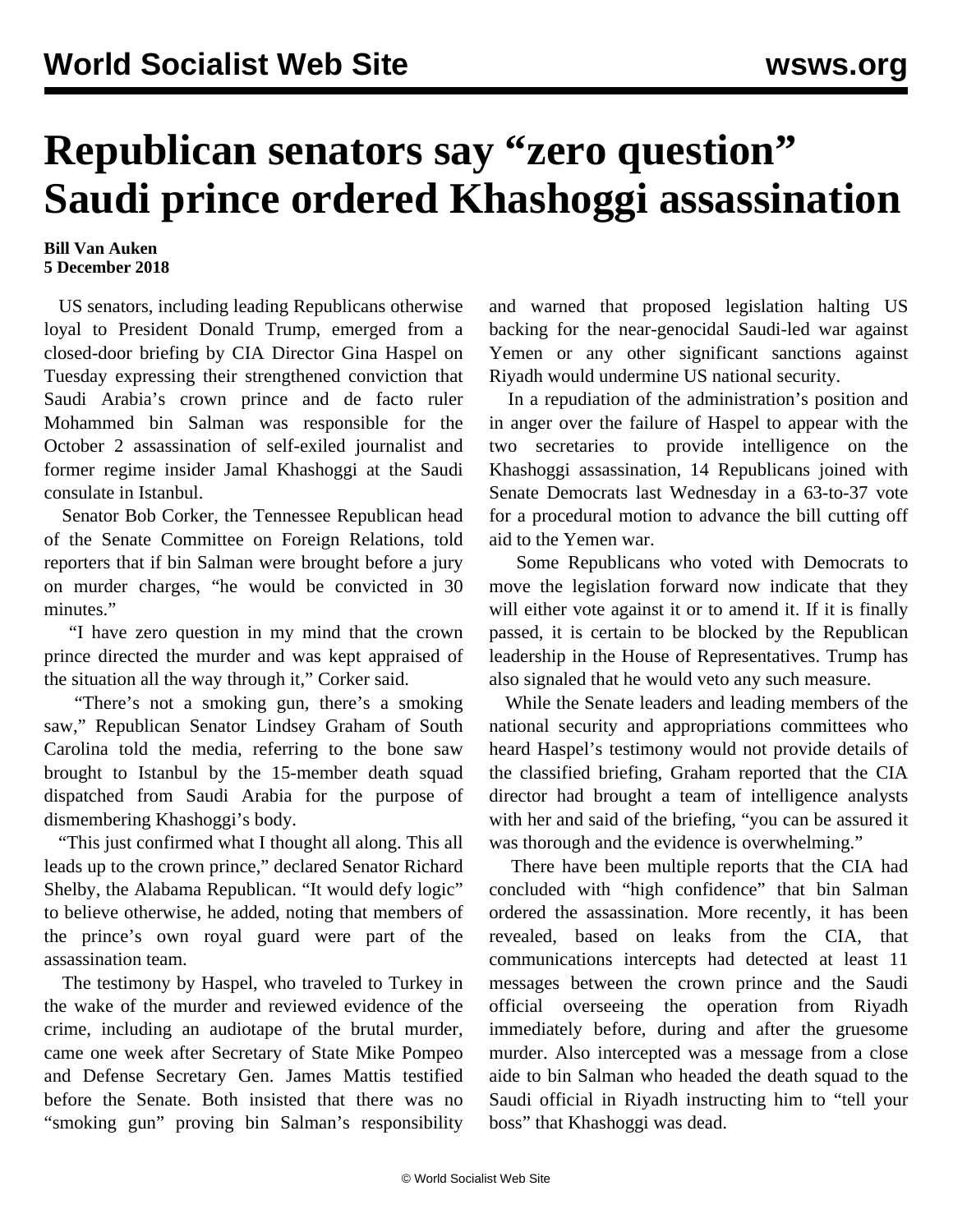# Republican senators say “zero question” Saudi prince ordered Khashoggi assassination

**Bill Van Auken**
**5 December 2018**

US senators, including leading Republicans otherwise loyal to President Donald Trump, emerged from a closed-door briefing by CIA Director Gina Haspel on Tuesday expressing their strengthened conviction that Saudi Arabia’s crown prince and de facto ruler Mohammed bin Salman was responsible for the October 2 assassination of self-exiled journalist and former regime insider Jamal Khashoggi at the Saudi consulate in Istanbul.

Senator Bob Corker, the Tennessee Republican head of the Senate Committee on Foreign Relations, told reporters that if bin Salman were brought before a jury on murder charges, “he would be convicted in 30 minutes.”

“I have zero question in my mind that the crown prince directed the murder and was kept appraised of the situation all the way through it,” Corker said.

“There’s not a smoking gun, there’s a smoking saw,” Republican Senator Lindsey Graham of South Carolina told the media, referring to the bone saw brought to Istanbul by the 15-member death squad dispatched from Saudi Arabia for the purpose of dismembering Khashoggi’s body.

“This just confirmed what I thought all along. This all leads up to the crown prince,” declared Senator Richard Shelby, the Alabama Republican. “It would defy logic” to believe otherwise, he added, noting that members of the prince’s own royal guard were part of the assassination team.

The testimony by Haspel, who traveled to Turkey in the wake of the murder and reviewed evidence of the crime, including an audiotape of the brutal murder, came one week after Secretary of State Mike Pompeo and Defense Secretary Gen. James Mattis testified before the Senate. Both insisted that there was no “smoking gun” proving bin Salman’s responsibility and warned that proposed legislation halting US backing for the near-genocidal Saudi-led war against Yemen or any other significant sanctions against Riyadh would undermine US national security.

In a repudiation of the administration’s position and in anger over the failure of Haspel to appear with the two secretaries to provide intelligence on the Khashoggi assassination, 14 Republicans joined with Senate Democrats last Wednesday in a 63-to-37 vote for a procedural motion to advance the bill cutting off aid to the Yemen war.

Some Republicans who voted with Democrats to move the legislation forward now indicate that they will either vote against it or to amend it. If it is finally passed, it is certain to be blocked by the Republican leadership in the House of Representatives. Trump has also signaled that he would veto any such measure.

While the Senate leaders and leading members of the national security and appropriations committees who heard Haspel’s testimony would not provide details of the classified briefing, Graham reported that the CIA director had brought a team of intelligence analysts with her and said of the briefing, “you can be assured it was thorough and the evidence is overwhelming.”

There have been multiple reports that the CIA had concluded with “high confidence” that bin Salman ordered the assassination. More recently, it has been revealed, based on leaks from the CIA, that communications intercepts had detected at least 11 messages between the crown prince and the Saudi official overseeing the operation from Riyadh immediately before, during and after the gruesome murder. Also intercepted was a message from a close aide to bin Salman who headed the death squad to the Saudi official in Riyadh instructing him to “tell your boss” that Khashoggi was dead.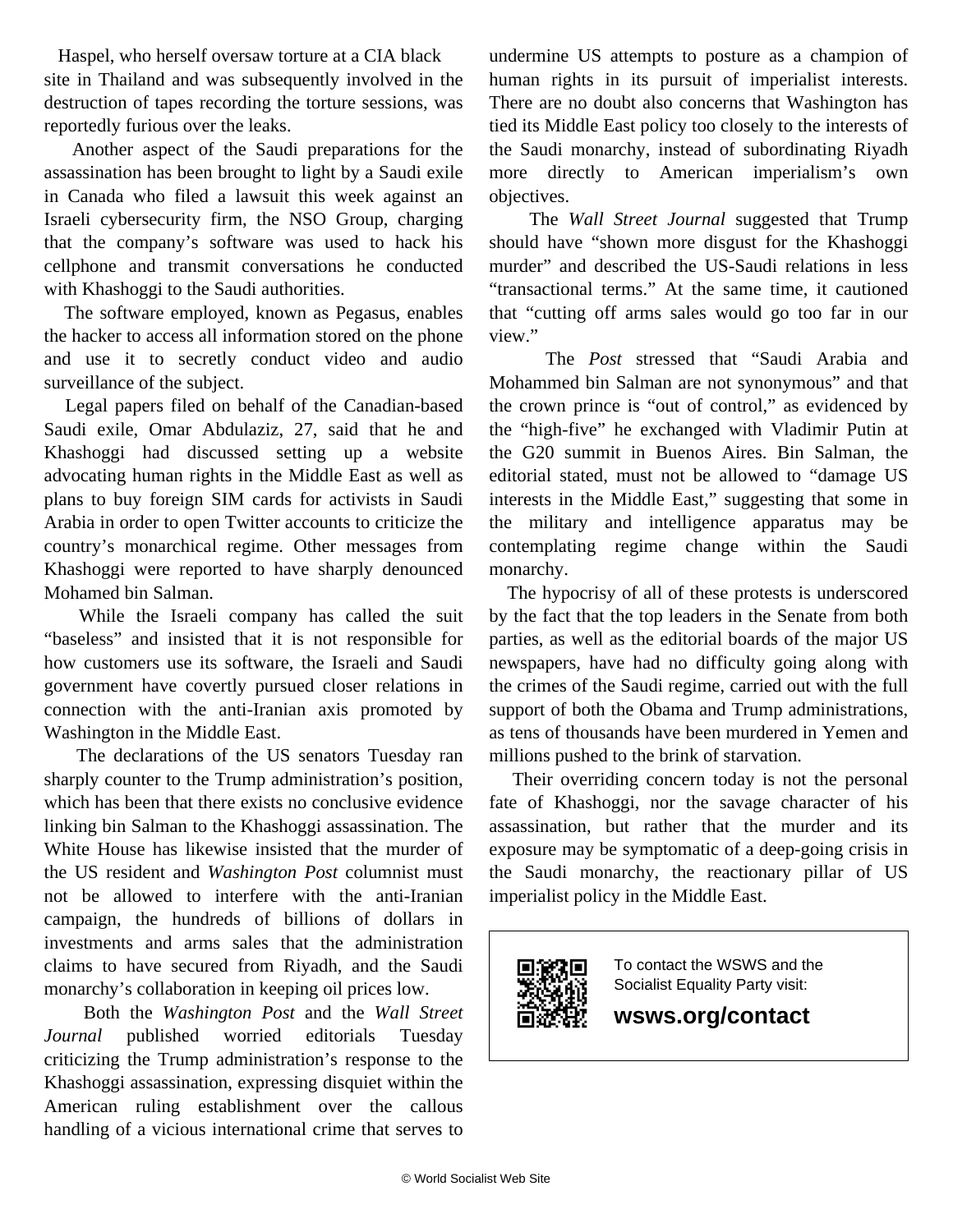Haspel, who herself oversaw torture at a CIA black site in Thailand and was subsequently involved in the destruction of tapes recording the torture sessions, was reportedly furious over the leaks.

Another aspect of the Saudi preparations for the assassination has been brought to light by a Saudi exile in Canada who filed a lawsuit this week against an Israeli cybersecurity firm, the NSO Group, charging that the company's software was used to hack his cellphone and transmit conversations he conducted with Khashoggi to the Saudi authorities.

The software employed, known as Pegasus, enables the hacker to access all information stored on the phone and use it to secretly conduct video and audio surveillance of the subject.

Legal papers filed on behalf of the Canadian-based Saudi exile, Omar Abdulaziz, 27, said that he and Khashoggi had discussed setting up a website advocating human rights in the Middle East as well as plans to buy foreign SIM cards for activists in Saudi Arabia in order to open Twitter accounts to criticize the country's monarchical regime. Other messages from Khashoggi were reported to have sharply denounced Mohamed bin Salman.

While the Israeli company has called the suit "baseless" and insisted that it is not responsible for how customers use its software, the Israeli and Saudi government have covertly pursued closer relations in connection with the anti-Iranian axis promoted by Washington in the Middle East.

The declarations of the US senators Tuesday ran sharply counter to the Trump administration's position, which has been that there exists no conclusive evidence linking bin Salman to the Khashoggi assassination. The White House has likewise insisted that the murder of the US resident and *Washington Post* columnist must not be allowed to interfere with the anti-Iranian campaign, the hundreds of billions of dollars in investments and arms sales that the administration claims to have secured from Riyadh, and the Saudi monarchy's collaboration in keeping oil prices low.

Both the *Washington Post* and the *Wall Street Journal* published worried editorials Tuesday criticizing the Trump administration's response to the Khashoggi assassination, expressing disquiet within the American ruling establishment over the callous handling of a vicious international crime that serves to undermine US attempts to posture as a champion of human rights in its pursuit of imperialist interests. There are no doubt also concerns that Washington has tied its Middle East policy too closely to the interests of the Saudi monarchy, instead of subordinating Riyadh more directly to American imperialism's own objectives.

The *Wall Street Journal* suggested that Trump should have "shown more disgust for the Khashoggi murder" and described the US-Saudi relations in less "transactional terms." At the same time, it cautioned that "cutting off arms sales would go too far in our view."

The *Post* stressed that "Saudi Arabia and Mohammed bin Salman are not synonymous" and that the crown prince is "out of control," as evidenced by the "high-five" he exchanged with Vladimir Putin at the G20 summit in Buenos Aires. Bin Salman, the editorial stated, must not be allowed to "damage US interests in the Middle East," suggesting that some in the military and intelligence apparatus may be contemplating regime change within the Saudi monarchy.

The hypocrisy of all of these protests is underscored by the fact that the top leaders in the Senate from both parties, as well as the editorial boards of the major US newspapers, have had no difficulty going along with the crimes of the Saudi regime, carried out with the full support of both the Obama and Trump administrations, as tens of thousands have been murdered in Yemen and millions pushed to the brink of starvation.

Their overriding concern today is not the personal fate of Khashoggi, nor the savage character of his assassination, but rather that the murder and its exposure may be symptomatic of a deep-going crisis in the Saudi monarchy, the reactionary pillar of US imperialist policy in the Middle East.

To contact the WSWS and the Socialist Equality Party visit:

**wsws.org/contact**